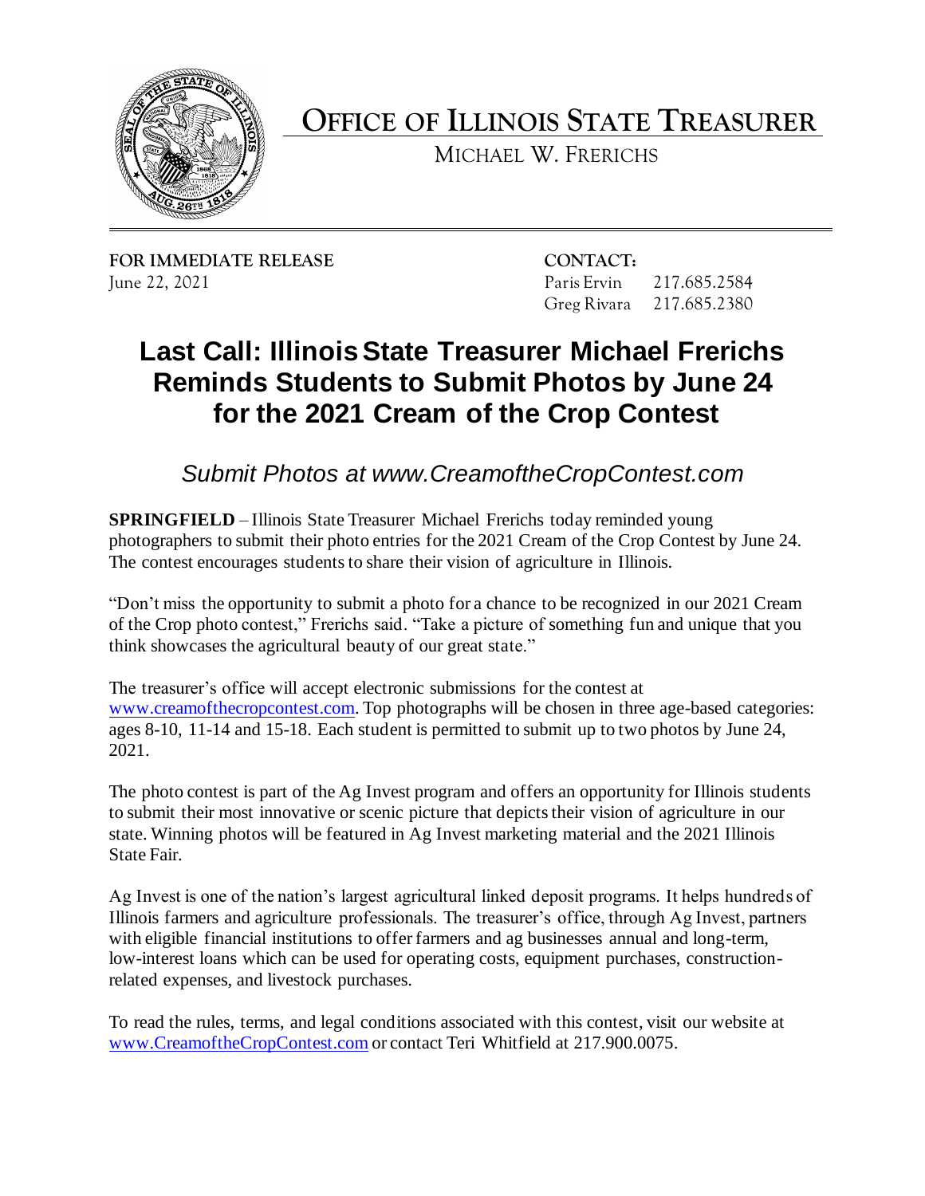# OFFICE OF ILLINOIS STATE TREASURER

MICHAEL W. FRERICHS

**FOR IMMEDIATE RELEASE**
June 22, 2021

**CONTACT:**
Paris Ervin 217.685.2584
Greg Rivara 217.685.2380

# Last Call: Illinois State Treasurer Michael Frerichs Reminds Students to Submit Photos by June 24 for the 2021 Cream of the Crop Contest

*Submit Photos at www.CreamoftheCropContest.com*

**SPRINGFIELD** – Illinois State Treasurer Michael Frerichs today reminded young photographers to submit their photo entries for the 2021 Cream of the Crop Contest by June 24. The contest encourages students to share their vision of agriculture in Illinois.

"Don't miss the opportunity to submit a photo for a chance to be recognized in our 2021 Cream of the Crop photo contest," Frerichs said. "Take a picture of something fun and unique that you think showcases the agricultural beauty of our great state."

The treasurer's office will accept electronic submissions for the contest at www.creamofthecropcontest.com. Top photographs will be chosen in three age-based categories: ages 8-10, 11-14 and 15-18. Each student is permitted to submit up to two photos by June 24, 2021.

The photo contest is part of the Ag Invest program and offers an opportunity for Illinois students to submit their most innovative or scenic picture that depicts their vision of agriculture in our state. Winning photos will be featured in Ag Invest marketing material and the 2021 Illinois State Fair.

Ag Invest is one of the nation's largest agricultural linked deposit programs. It helps hundreds of Illinois farmers and agriculture professionals. The treasurer's office, through Ag Invest, partners with eligible financial institutions to offer farmers and ag businesses annual and long-term, low-interest loans which can be used for operating costs, equipment purchases, construction-related expenses, and livestock purchases.

To read the rules, terms, and legal conditions associated with this contest, visit our website at www.CreamoftheCropContest.com or contact Teri Whitfield at 217.900.0075.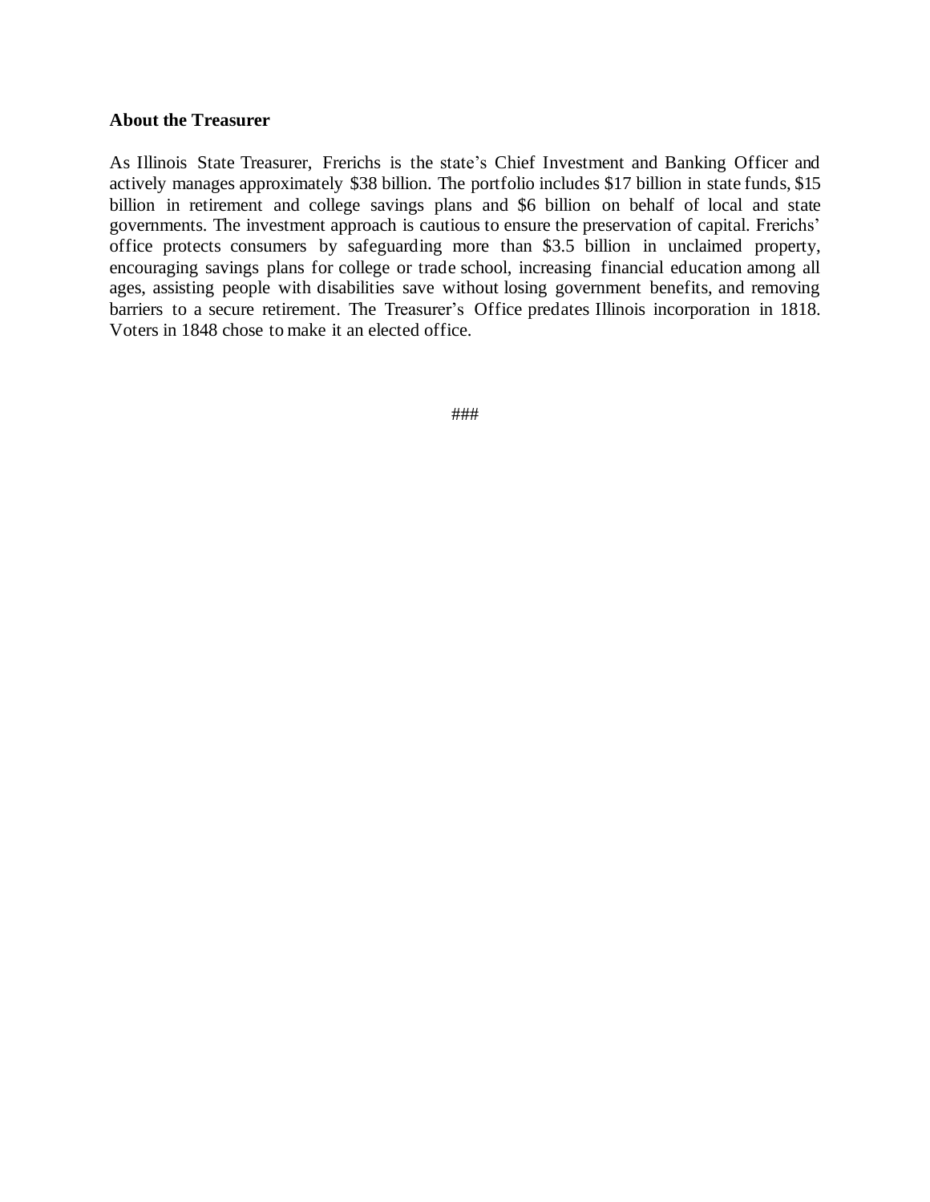**About the Treasurer**

As Illinois State Treasurer, Frerichs is the state's Chief Investment and Banking Officer and actively manages approximately $38 billion. The portfolio includes $17 billion in state funds, $15 billion in retirement and college savings plans and $6 billion on behalf of local and state governments. The investment approach is cautious to ensure the preservation of capital. Frerichs' office protects consumers by safeguarding more than $3.5 billion in unclaimed property, encouraging savings plans for college or trade school, increasing financial education among all ages, assisting people with disabilities save without losing government benefits, and removing barriers to a secure retirement. The Treasurer's Office predates Illinois incorporation in 1818. Voters in 1848 chose to make it an elected office.

###